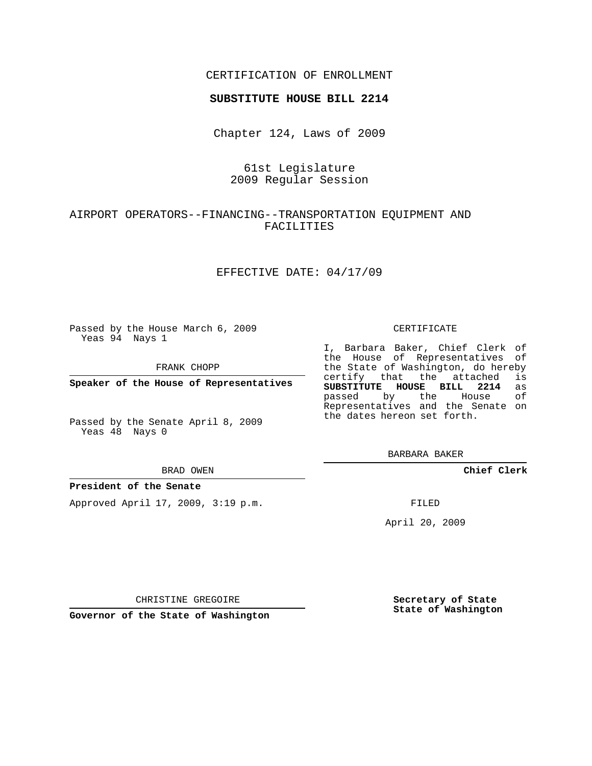CERTIFICATION OF ENROLLMENT

**SUBSTITUTE HOUSE BILL 2214**

Chapter 124, Laws of 2009

61st Legislature
2009 Regular Session

AIRPORT OPERATORS--FINANCING--TRANSPORTATION EQUIPMENT AND FACILITIES

EFFECTIVE DATE: 04/17/09

Passed by the House March 6, 2009
Yeas 94 Nays 1

FRANK CHOPP

**Speaker of the House of Representatives**

Passed by the Senate April 8, 2009
Yeas 48 Nays 0

BRAD OWEN

**President of the Senate**

Approved April 17, 2009, 3:19 p.m.

CHRISTINE GREGOIRE

**Governor of the State of Washington**

CERTIFICATE

I, Barbara Baker, Chief Clerk of the House of Representatives of the State of Washington, do hereby certify that the attached is **SUBSTITUTE HOUSE BILL 2214** as passed by the House of Representatives and the Senate on the dates hereon set forth.

BARBARA BAKER

**Chief Clerk**

FILED

April 20, 2009

**Secretary of State**
**State of Washington**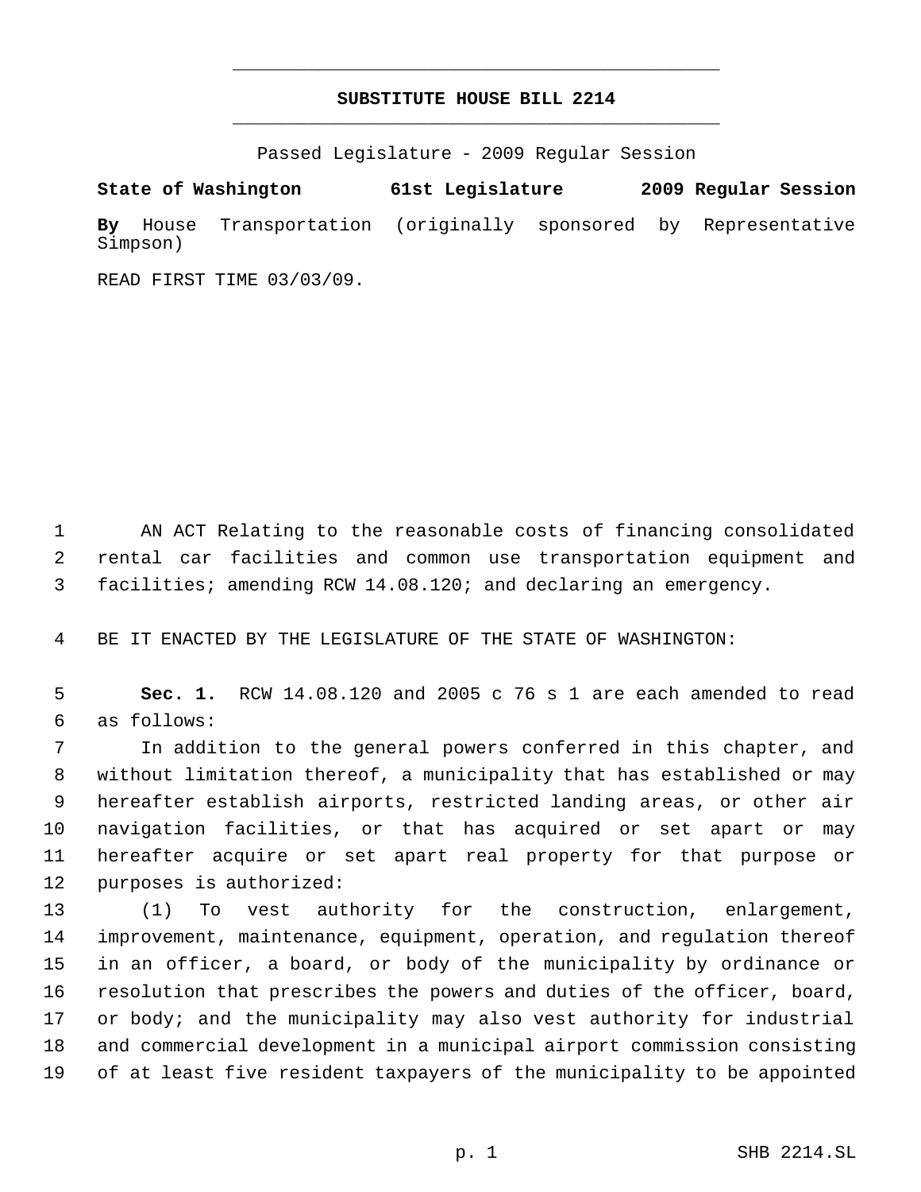# SUBSTITUTE HOUSE BILL 2214

Passed Legislature - 2009 Regular Session

**State of Washington 61st Legislature 2009 Regular Session**

**By** House Transportation (originally sponsored by Representative Simpson)

READ FIRST TIME 03/03/09.

AN ACT Relating to the reasonable costs of financing consolidated rental car facilities and common use transportation equipment and facilities; amending RCW 14.08.120; and declaring an emergency.

BE IT ENACTED BY THE LEGISLATURE OF THE STATE OF WASHINGTON:

**Sec. 1.** RCW 14.08.120 and 2005 c 76 s 1 are each amended to read as follows:

In addition to the general powers conferred in this chapter, and without limitation thereof, a municipality that has established or may hereafter establish airports, restricted landing areas, or other air navigation facilities, or that has acquired or set apart or may hereafter acquire or set apart real property for that purpose or purposes is authorized:

(1) To vest authority for the construction, enlargement, improvement, maintenance, equipment, operation, and regulation thereof in an officer, a board, or body of the municipality by ordinance or resolution that prescribes the powers and duties of the officer, board, or body; and the municipality may also vest authority for industrial and commercial development in a municipal airport commission consisting of at least five resident taxpayers of the municipality to be appointed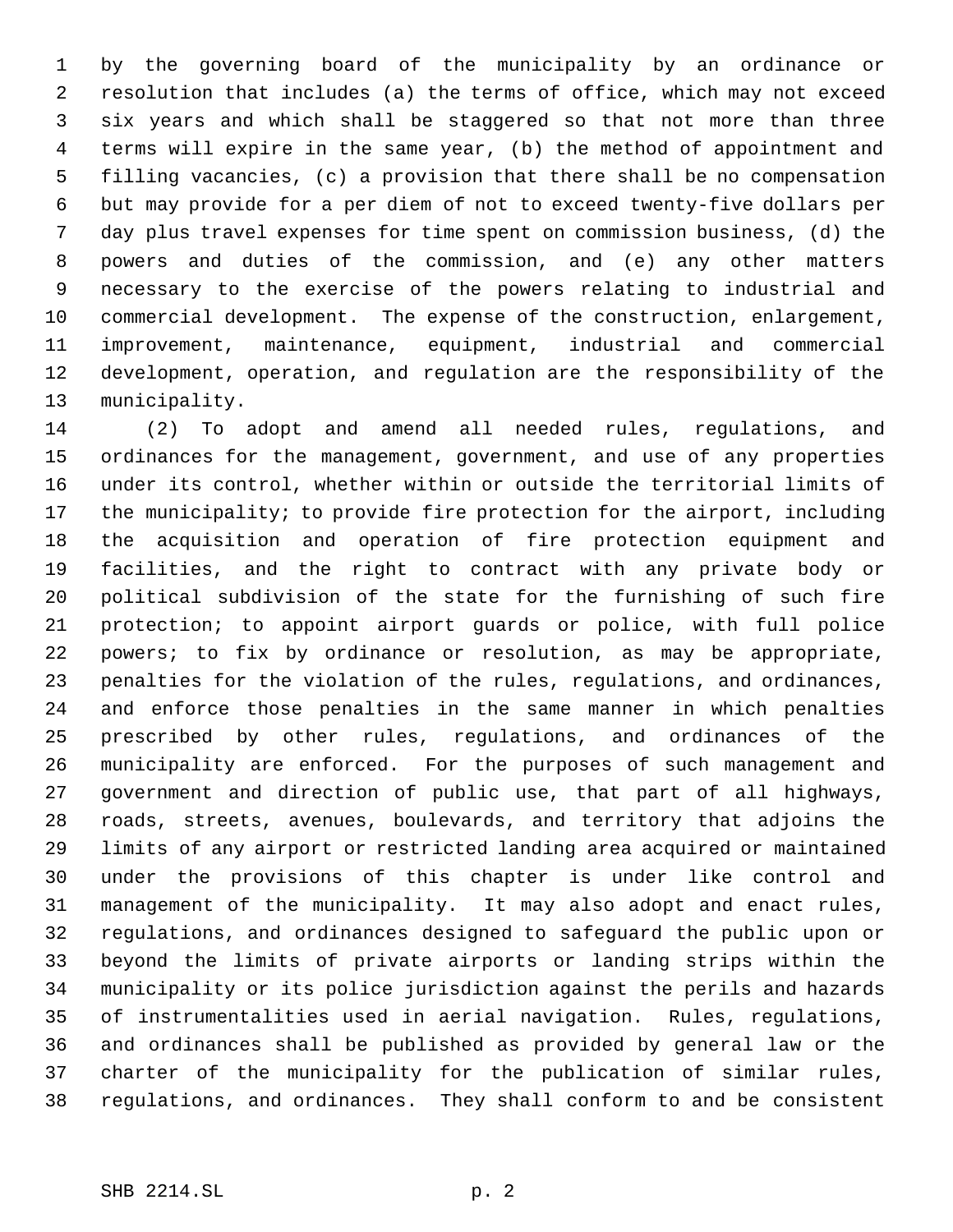by the governing board of the municipality by an ordinance or resolution that includes (a) the terms of office, which may not exceed six years and which shall be staggered so that not more than three terms will expire in the same year, (b) the method of appointment and filling vacancies, (c) a provision that there shall be no compensation but may provide for a per diem of not to exceed twenty-five dollars per day plus travel expenses for time spent on commission business, (d) the powers and duties of the commission, and (e) any other matters necessary to the exercise of the powers relating to industrial and commercial development. The expense of the construction, enlargement, improvement, maintenance, equipment, industrial and commercial development, operation, and regulation are the responsibility of the municipality.

(2) To adopt and amend all needed rules, regulations, and ordinances for the management, government, and use of any properties under its control, whether within or outside the territorial limits of the municipality; to provide fire protection for the airport, including the acquisition and operation of fire protection equipment and facilities, and the right to contract with any private body or political subdivision of the state for the furnishing of such fire protection; to appoint airport guards or police, with full police powers; to fix by ordinance or resolution, as may be appropriate, penalties for the violation of the rules, regulations, and ordinances, and enforce those penalties in the same manner in which penalties prescribed by other rules, regulations, and ordinances of the municipality are enforced. For the purposes of such management and government and direction of public use, that part of all highways, roads, streets, avenues, boulevards, and territory that adjoins the limits of any airport or restricted landing area acquired or maintained under the provisions of this chapter is under like control and management of the municipality. It may also adopt and enact rules, regulations, and ordinances designed to safeguard the public upon or beyond the limits of private airports or landing strips within the municipality or its police jurisdiction against the perils and hazards of instrumentalities used in aerial navigation. Rules, regulations, and ordinances shall be published as provided by general law or the charter of the municipality for the publication of similar rules, regulations, and ordinances. They shall conform to and be consistent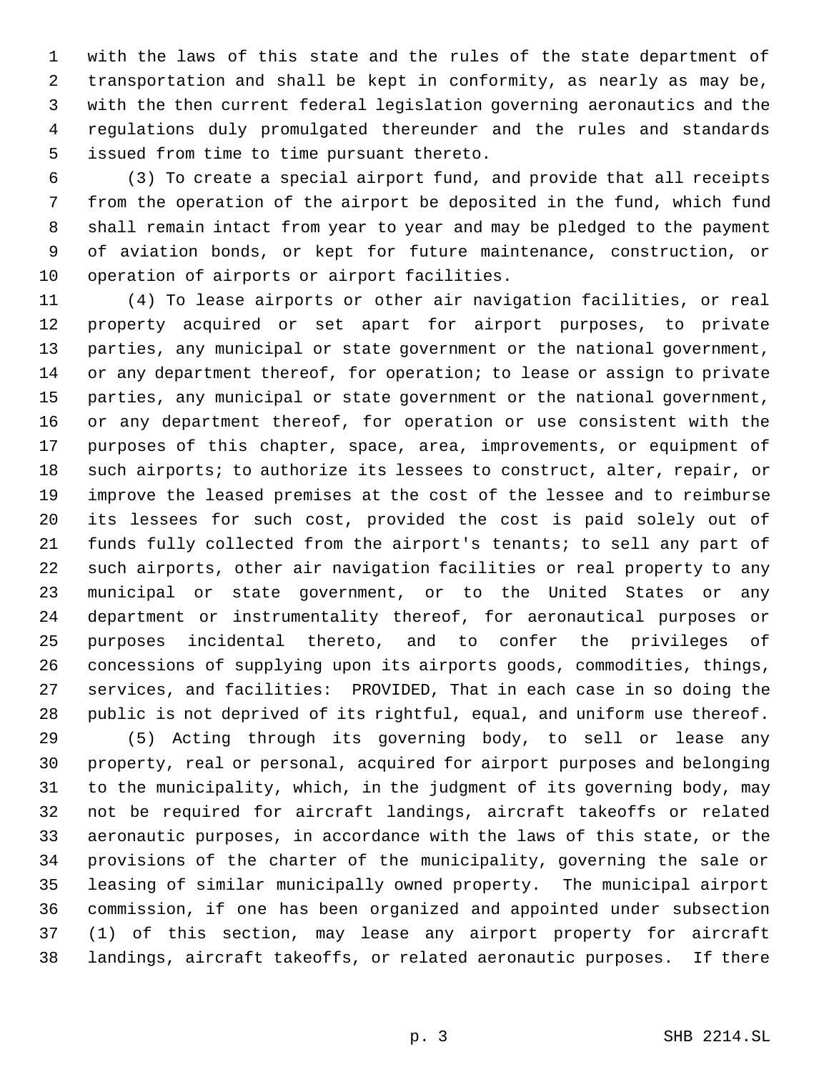with the laws of this state and the rules of the state department of transportation and shall be kept in conformity, as nearly as may be, with the then current federal legislation governing aeronautics and the regulations duly promulgated thereunder and the rules and standards issued from time to time pursuant thereto.

(3) To create a special airport fund, and provide that all receipts from the operation of the airport be deposited in the fund, which fund shall remain intact from year to year and may be pledged to the payment of aviation bonds, or kept for future maintenance, construction, or operation of airports or airport facilities.

(4) To lease airports or other air navigation facilities, or real property acquired or set apart for airport purposes, to private parties, any municipal or state government or the national government, or any department thereof, for operation; to lease or assign to private parties, any municipal or state government or the national government, or any department thereof, for operation or use consistent with the purposes of this chapter, space, area, improvements, or equipment of such airports; to authorize its lessees to construct, alter, repair, or improve the leased premises at the cost of the lessee and to reimburse its lessees for such cost, provided the cost is paid solely out of funds fully collected from the airport's tenants; to sell any part of such airports, other air navigation facilities or real property to any municipal or state government, or to the United States or any department or instrumentality thereof, for aeronautical purposes or purposes incidental thereto, and to confer the privileges of concessions of supplying upon its airports goods, commodities, things, services, and facilities: PROVIDED, That in each case in so doing the public is not deprived of its rightful, equal, and uniform use thereof.

(5) Acting through its governing body, to sell or lease any property, real or personal, acquired for airport purposes and belonging to the municipality, which, in the judgment of its governing body, may not be required for aircraft landings, aircraft takeoffs or related aeronautic purposes, in accordance with the laws of this state, or the provisions of the charter of the municipality, governing the sale or leasing of similar municipally owned property. The municipal airport commission, if one has been organized and appointed under subsection (1) of this section, may lease any airport property for aircraft landings, aircraft takeoffs, or related aeronautic purposes. If there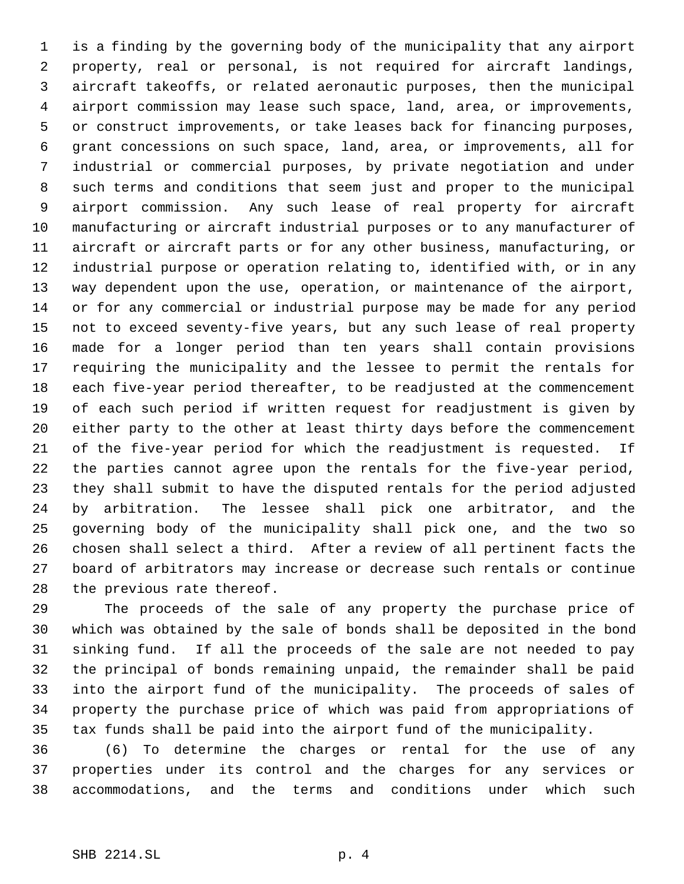is a finding by the governing body of the municipality that any airport property, real or personal, is not required for aircraft landings, aircraft takeoffs, or related aeronautic purposes, then the municipal airport commission may lease such space, land, area, or improvements, or construct improvements, or take leases back for financing purposes, grant concessions on such space, land, area, or improvements, all for industrial or commercial purposes, by private negotiation and under such terms and conditions that seem just and proper to the municipal airport commission. Any such lease of real property for aircraft manufacturing or aircraft industrial purposes or to any manufacturer of aircraft or aircraft parts or for any other business, manufacturing, or industrial purpose or operation relating to, identified with, or in any way dependent upon the use, operation, or maintenance of the airport, or for any commercial or industrial purpose may be made for any period not to exceed seventy-five years, but any such lease of real property made for a longer period than ten years shall contain provisions requiring the municipality and the lessee to permit the rentals for each five-year period thereafter, to be readjusted at the commencement of each such period if written request for readjustment is given by either party to the other at least thirty days before the commencement of the five-year period for which the readjustment is requested. If the parties cannot agree upon the rentals for the five-year period, they shall submit to have the disputed rentals for the period adjusted by arbitration. The lessee shall pick one arbitrator, and the governing body of the municipality shall pick one, and the two so chosen shall select a third. After a review of all pertinent facts the board of arbitrators may increase or decrease such rentals or continue the previous rate thereof.

The proceeds of the sale of any property the purchase price of which was obtained by the sale of bonds shall be deposited in the bond sinking fund. If all the proceeds of the sale are not needed to pay the principal of bonds remaining unpaid, the remainder shall be paid into the airport fund of the municipality. The proceeds of sales of property the purchase price of which was paid from appropriations of tax funds shall be paid into the airport fund of the municipality.

(6) To determine the charges or rental for the use of any properties under its control and the charges for any services or accommodations, and the terms and conditions under which such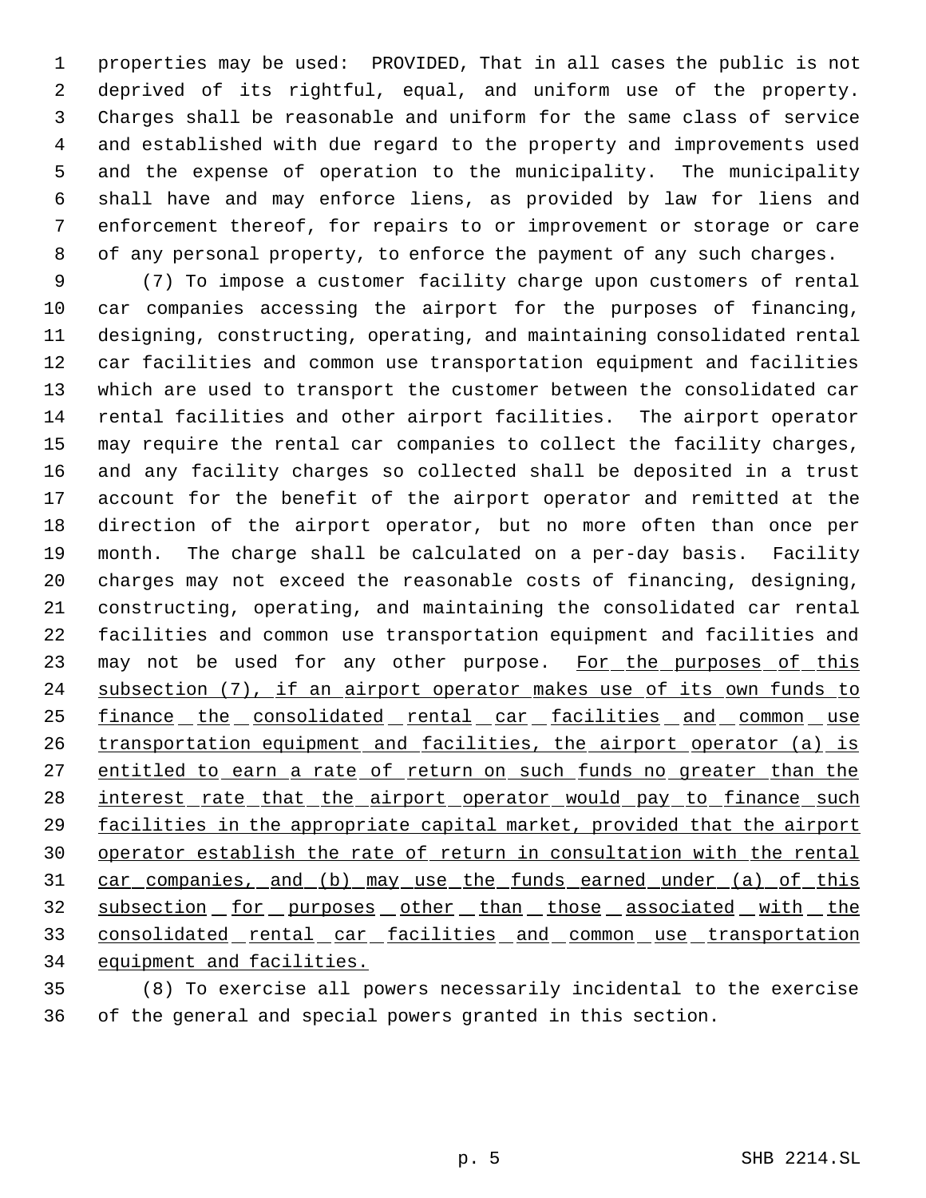properties may be used: PROVIDED, That in all cases the public is not deprived of its rightful, equal, and uniform use of the property. Charges shall be reasonable and uniform for the same class of service and established with due regard to the property and improvements used and the expense of operation to the municipality. The municipality shall have and may enforce liens, as provided by law for liens and enforcement thereof, for repairs to or improvement or storage or care of any personal property, to enforce the payment of any such charges.

(7) To impose a customer facility charge upon customers of rental car companies accessing the airport for the purposes of financing, designing, constructing, operating, and maintaining consolidated rental car facilities and common use transportation equipment and facilities which are used to transport the customer between the consolidated car rental facilities and other airport facilities. The airport operator may require the rental car companies to collect the facility charges, and any facility charges so collected shall be deposited in a trust account for the benefit of the airport operator and remitted at the direction of the airport operator, but no more often than once per month. The charge shall be calculated on a per-day basis. Facility charges may not exceed the reasonable costs of financing, designing, constructing, operating, and maintaining the consolidated car rental facilities and common use transportation equipment and facilities and may not be used for any other purpose. <u>For the purposes of this subsection (7), if an airport operator makes use of its own funds to finance the consolidated rental car facilities and common use transportation equipment and facilities, the airport operator (a) is entitled to earn a rate of return on such funds no greater than the interest rate that the airport operator would pay to finance such facilities in the appropriate capital market, provided that the airport operator establish the rate of return in consultation with the rental car companies, and (b) may use the funds earned under (a) of this subsection for purposes other than those associated with the consolidated rental car facilities and common use transportation equipment and facilities.</u>

(8) To exercise all powers necessarily incidental to the exercise of the general and special powers granted in this section.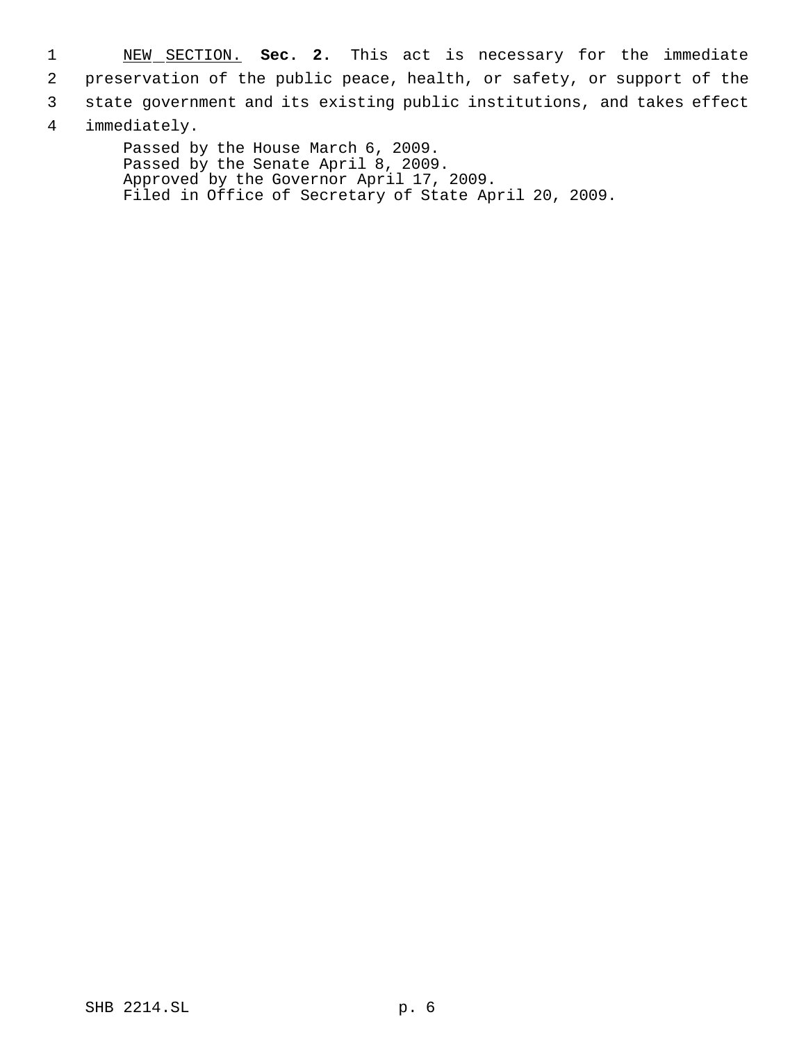NEW SECTION. **Sec. 2.** This act is necessary for the immediate preservation of the public peace, health, or safety, or support of the state government and its existing public institutions, and takes effect immediately.

Passed by the House March 6, 2009.
Passed by the Senate April 8, 2009.
Approved by the Governor April 17, 2009.
Filed in Office of Secretary of State April 20, 2009.